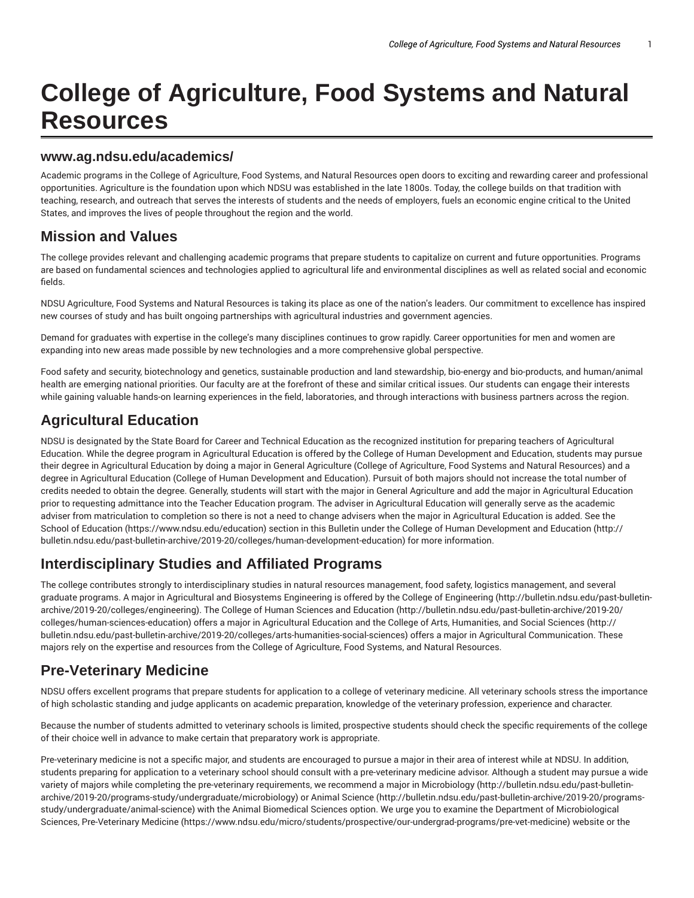# College of Agriculture, Food Systems and Natural Resources

## www.ag.ndsu.edu/academics/

Academic programs in the College of Agriculture, Food Systems, and Natural Resources open doors to exciting and rewarding career and professional opportunities. Agriculture is the foundation upon which NDSU was established in the late 1800s. Today, the college builds on that tradition with teaching, research, and outreach that serves the interests of students and the needs of employers, fuels an economic engine critical to the United States, and improves the lives of people throughout the region and the world.

## Mission and Values

The college provides relevant and challenging academic programs that prepare students to capitalize on current and future opportunities. Programs are based on fundamental sciences and technologies applied to agricultural life and environmental disciplines as well as related social and economic fields.

NDSU Agriculture, Food Systems and Natural Resources is taking its place as one of the nation's leaders. Our commitment to excellence has inspired new courses of study and has built ongoing partnerships with agricultural industries and government agencies.

Demand for graduates with expertise in the college's many disciplines continues to grow rapidly. Career opportunities for men and women are expanding into new areas made possible by new technologies and a more comprehensive global perspective.

Food safety and security, biotechnology and genetics, sustainable production and land stewardship, bio-energy and bio-products, and human/animal health are emerging national priorities. Our faculty are at the forefront of these and similar critical issues. Our students can engage their interests while gaining valuable hands-on learning experiences in the field, laboratories, and through interactions with business partners across the region.

## Agricultural Education

NDSU is designated by the State Board for Career and Technical Education as the recognized institution for preparing teachers of Agricultural Education. While the degree program in Agricultural Education is offered by the College of Human Development and Education, students may pursue their degree in Agricultural Education by doing a major in General Agriculture (College of Agriculture, Food Systems and Natural Resources) and a degree in Agricultural Education (College of Human Development and Education). Pursuit of both majors should not increase the total number of credits needed to obtain the degree. Generally, students will start with the major in General Agriculture and add the major in Agricultural Education prior to requesting admittance into the Teacher Education program. The adviser in Agricultural Education will generally serve as the academic adviser from matriculation to completion so there is not a need to change advisers when the major in Agricultural Education is added. See the School of Education (https://www.ndsu.edu/education) section in this Bulletin under the College of Human Development and Education (http://bulletin.ndsu.edu/past-bulletin-archive/2019-20/colleges/human-development-education) for more information.

## Interdisciplinary Studies and Affiliated Programs

The college contributes strongly to interdisciplinary studies in natural resources management, food safety, logistics management, and several graduate programs. A major in Agricultural and Biosystems Engineering is offered by the College of Engineering (http://bulletin.ndsu.edu/past-bulletin-archive/2019-20/colleges/engineering). The College of Human Sciences and Education (http://bulletin.ndsu.edu/past-bulletin-archive/2019-20/colleges/human-sciences-education) offers a major in Agricultural Education and the College of Arts, Humanities, and Social Sciences (http://bulletin.ndsu.edu/past-bulletin-archive/2019-20/colleges/arts-humanities-social-sciences) offers a major in Agricultural Communication. These majors rely on the expertise and resources from the College of Agriculture, Food Systems, and Natural Resources.

## Pre-Veterinary Medicine

NDSU offers excellent programs that prepare students for application to a college of veterinary medicine. All veterinary schools stress the importance of high scholastic standing and judge applicants on academic preparation, knowledge of the veterinary profession, experience and character.

Because the number of students admitted to veterinary schools is limited, prospective students should check the specific requirements of the college of their choice well in advance to make certain that preparatory work is appropriate.

Pre-veterinary medicine is not a specific major, and students are encouraged to pursue a major in their area of interest while at NDSU. In addition, students preparing for application to a veterinary school should consult with a pre-veterinary medicine advisor. Although a student may pursue a wide variety of majors while completing the pre-veterinary requirements, we recommend a major in Microbiology (http://bulletin.ndsu.edu/past-bulletin-archive/2019-20/programs-study/undergraduate/microbiology) or Animal Science (http://bulletin.ndsu.edu/past-bulletin-archive/2019-20/programs-study/undergraduate/animal-science) with the Animal Biomedical Sciences option. We urge you to examine the Department of Microbiological Sciences, Pre-Veterinary Medicine (https://www.ndsu.edu/micro/students/prospective/our-undergrad-programs/pre-vet-medicine) website or the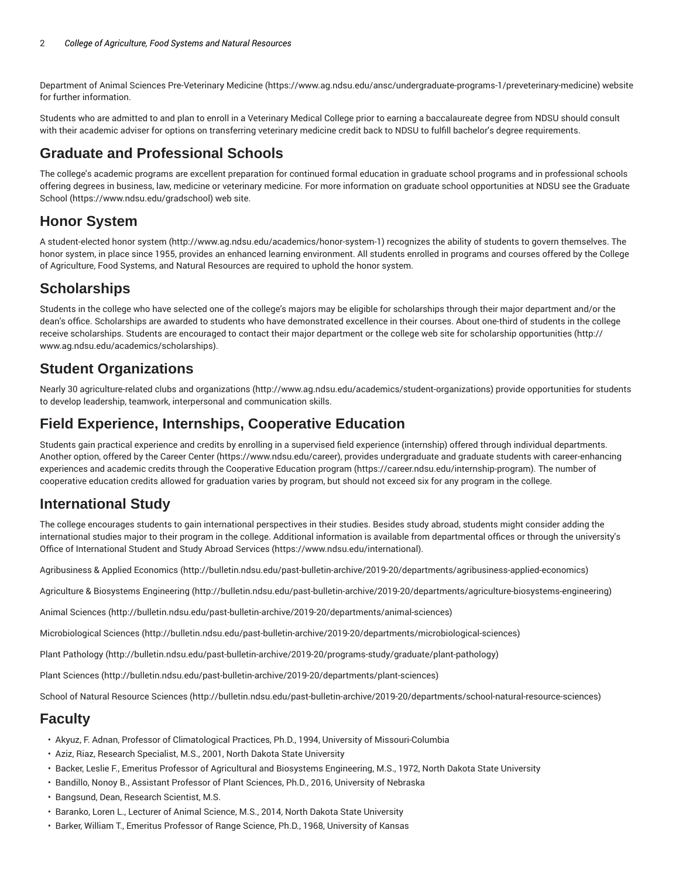Department of Animal Sciences Pre-Veterinary Medicine (https://www.ag.ndsu.edu/ansc/undergraduate-programs-1/preveterinary-medicine) website for further information.

Students who are admitted to and plan to enroll in a Veterinary Medical College prior to earning a baccalaureate degree from NDSU should consult with their academic adviser for options on transferring veterinary medicine credit back to NDSU to fulfill bachelor's degree requirements.

## Graduate and Professional Schools

The college's academic programs are excellent preparation for continued formal education in graduate school programs and in professional schools offering degrees in business, law, medicine or veterinary medicine. For more information on graduate school opportunities at NDSU see the Graduate School (https://www.ndsu.edu/gradschool) web site.

## Honor System

A student-elected honor system (http://www.ag.ndsu.edu/academics/honor-system-1) recognizes the ability of students to govern themselves. The honor system, in place since 1955, provides an enhanced learning environment. All students enrolled in programs and courses offered by the College of Agriculture, Food Systems, and Natural Resources are required to uphold the honor system.

## Scholarships

Students in the college who have selected one of the college's majors may be eligible for scholarships through their major department and/or the dean's office. Scholarships are awarded to students who have demonstrated excellence in their courses. About one-third of students in the college receive scholarships. Students are encouraged to contact their major department or the college web site for scholarship opportunities (http://www.ag.ndsu.edu/academics/scholarships).

## Student Organizations

Nearly 30 agriculture-related clubs and organizations (http://www.ag.ndsu.edu/academics/student-organizations) provide opportunities for students to develop leadership, teamwork, interpersonal and communication skills.

## Field Experience, Internships, Cooperative Education

Students gain practical experience and credits by enrolling in a supervised field experience (internship) offered through individual departments. Another option, offered by the Career Center (https://www.ndsu.edu/career), provides undergraduate and graduate students with career-enhancing experiences and academic credits through the Cooperative Education program (https://career.ndsu.edu/internship-program). The number of cooperative education credits allowed for graduation varies by program, but should not exceed six for any program in the college.

## International Study

The college encourages students to gain international perspectives in their studies. Besides study abroad, students might consider adding the international studies major to their program in the college. Additional information is available from departmental offices or through the university's Office of International Student and Study Abroad Services (https://www.ndsu.edu/international).

Agribusiness & Applied Economics (http://bulletin.ndsu.edu/past-bulletin-archive/2019-20/departments/agribusiness-applied-economics)

Agriculture & Biosystems Engineering (http://bulletin.ndsu.edu/past-bulletin-archive/2019-20/departments/agriculture-biosystems-engineering)

Animal Sciences (http://bulletin.ndsu.edu/past-bulletin-archive/2019-20/departments/animal-sciences)

Microbiological Sciences (http://bulletin.ndsu.edu/past-bulletin-archive/2019-20/departments/microbiological-sciences)

Plant Pathology (http://bulletin.ndsu.edu/past-bulletin-archive/2019-20/programs-study/graduate/plant-pathology)

Plant Sciences (http://bulletin.ndsu.edu/past-bulletin-archive/2019-20/departments/plant-sciences)

School of Natural Resource Sciences (http://bulletin.ndsu.edu/past-bulletin-archive/2019-20/departments/school-natural-resource-sciences)

## Faculty

- Akyuz, F. Adnan, Professor of Climatological Practices, Ph.D., 1994, University of Missouri-Columbia
- Aziz, Riaz, Research Specialist, M.S., 2001, North Dakota State University
- Backer, Leslie F., Emeritus Professor of Agricultural and Biosystems Engineering, M.S., 1972, North Dakota State University
- Bandillo, Nonoy B., Assistant Professor of Plant Sciences, Ph.D., 2016, University of Nebraska
- Bangsund, Dean, Research Scientist, M.S.
- Baranko, Loren L., Lecturer of Animal Science, M.S., 2014, North Dakota State University
- Barker, William T., Emeritus Professor of Range Science, Ph.D., 1968, University of Kansas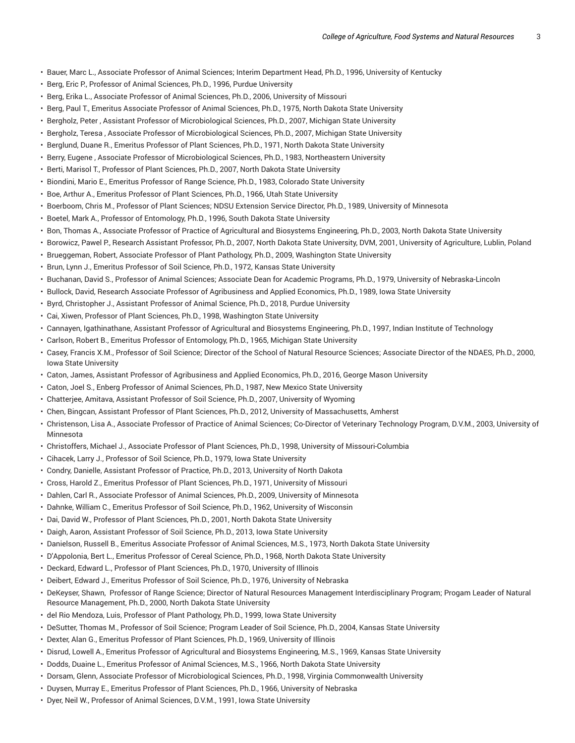- Bauer, Marc L., Associate Professor of Animal Sciences; Interim Department Head, Ph.D., 1996, University of Kentucky
- Berg, Eric P., Professor of Animal Sciences, Ph.D., 1996, Purdue University
- Berg, Erika L., Associate Professor of Animal Sciences, Ph.D., 2006, University of Missouri
- Berg, Paul T., Emeritus Associate Professor of Animal Sciences, Ph.D., 1975, North Dakota State University
- Bergholz, Peter , Assistant Professor of Microbiological Sciences, Ph.D., 2007, Michigan State University
- Bergholz, Teresa , Associate Professor of Microbiological Sciences, Ph.D., 2007, Michigan State University
- Berglund, Duane R., Emeritus Professor of Plant Sciences, Ph.D., 1971, North Dakota State University
- Berry, Eugene , Associate Professor of Microbiological Sciences, Ph.D., 1983, Northeastern University
- Berti, Marisol T., Professor of Plant Sciences, Ph.D., 2007, North Dakota State University
- Biondini, Mario E., Emeritus Professor of Range Science, Ph.D., 1983, Colorado State University
- Boe, Arthur A., Emeritus Professor of Plant Sciences, Ph.D., 1966, Utah State University
- Boerboom, Chris M., Professor of Plant Sciences; NDSU Extension Service Director, Ph.D., 1989, University of Minnesota
- Boetel, Mark A., Professor of Entomology, Ph.D., 1996, South Dakota State University
- Bon, Thomas A., Associate Professor of Practice of Agricultural and Biosystems Engineering, Ph.D., 2003, North Dakota State University
- Borowicz, Pawel P., Research Assistant Professor, Ph.D., 2007, North Dakota State University, DVM, 2001, University of Agriculture, Lublin, Poland
- Brueggeman, Robert, Associate Professor of Plant Pathology, Ph.D., 2009, Washington State University
- Brun, Lynn J., Emeritus Professor of Soil Science, Ph.D., 1972, Kansas State University
- Buchanan, David S., Professor of Animal Sciences; Associate Dean for Academic Programs, Ph.D., 1979, University of Nebraska-Lincoln
- Bullock, David, Research Associate Professor of Agribusiness and Applied Economics, Ph.D., 1989, Iowa State University
- Byrd, Christopher J., Assistant Professor of Animal Science, Ph.D., 2018, Purdue University
- Cai, Xiwen, Professor of Plant Sciences, Ph.D., 1998, Washington State University
- Cannayen, Igathinathane, Assistant Professor of Agricultural and Biosystems Engineering, Ph.D., 1997, Indian Institute of Technology
- Carlson, Robert B., Emeritus Professor of Entomology, Ph.D., 1965, Michigan State University
- Casey, Francis X.M., Professor of Soil Science; Director of the School of Natural Resource Sciences; Associate Director of the NDAES, Ph.D., 2000, Iowa State University
- Caton, James, Assistant Professor of Agribusiness and Applied Economics, Ph.D., 2016, George Mason University
- Caton, Joel S., Enberg Professor of Animal Sciences, Ph.D., 1987, New Mexico State University
- Chatterjee, Amitava, Assistant Professor of Soil Science, Ph.D., 2007, University of Wyoming
- Chen, Bingcan, Assistant Professor of Plant Sciences, Ph.D., 2012, University of Massachusetts, Amherst
- Christenson, Lisa A., Associate Professor of Practice of Animal Sciences; Co-Director of Veterinary Technology Program, D.V.M., 2003, University of Minnesota
- Christoffers, Michael J., Associate Professor of Plant Sciences, Ph.D., 1998, University of Missouri-Columbia
- Cihacek, Larry J., Professor of Soil Science, Ph.D., 1979, Iowa State University
- Condry, Danielle, Assistant Professor of Practice, Ph.D., 2013, University of North Dakota
- Cross, Harold Z., Emeritus Professor of Plant Sciences, Ph.D., 1971, University of Missouri
- Dahlen, Carl R., Associate Professor of Animal Sciences, Ph.D., 2009, University of Minnesota
- Dahnke, William C., Emeritus Professor of Soil Science, Ph.D., 1962, University of Wisconsin
- Dai, David W., Professor of Plant Sciences, Ph.D., 2001, North Dakota State University
- Daigh, Aaron, Assistant Professor of Soil Science, Ph.D., 2013, Iowa State University
- Danielson, Russell B., Emeritus Associate Professor of Animal Sciences, M.S., 1973, North Dakota State University
- D'Appolonia, Bert L., Emeritus Professor of Cereal Science, Ph.D., 1968, North Dakota State University
- Deckard, Edward L., Professor of Plant Sciences, Ph.D., 1970, University of Illinois
- Deibert, Edward J., Emeritus Professor of Soil Science, Ph.D., 1976, University of Nebraska
- DeKeyser, Shawn, Professor of Range Science; Director of Natural Resources Management Interdisciplinary Program; Progam Leader of Natural Resource Management, Ph.D., 2000, North Dakota State University
- del Rio Mendoza, Luis, Professor of Plant Pathology, Ph.D., 1999, Iowa State University
- DeSutter, Thomas M., Professor of Soil Science; Program Leader of Soil Science, Ph.D., 2004, Kansas State University
- Dexter, Alan G., Emeritus Professor of Plant Sciences, Ph.D., 1969, University of Illinois
- Disrud, Lowell A., Emeritus Professor of Agricultural and Biosystems Engineering, M.S., 1969, Kansas State University
- Dodds, Duaine L., Emeritus Professor of Animal Sciences, M.S., 1966, North Dakota State University
- Dorsam, Glenn, Associate Professor of Microbiological Sciences, Ph.D., 1998, Virginia Commonwealth University
- Duysen, Murray E., Emeritus Professor of Plant Sciences, Ph.D., 1966, University of Nebraska
- Dyer, Neil W., Professor of Animal Sciences, D.V.M., 1991, Iowa State University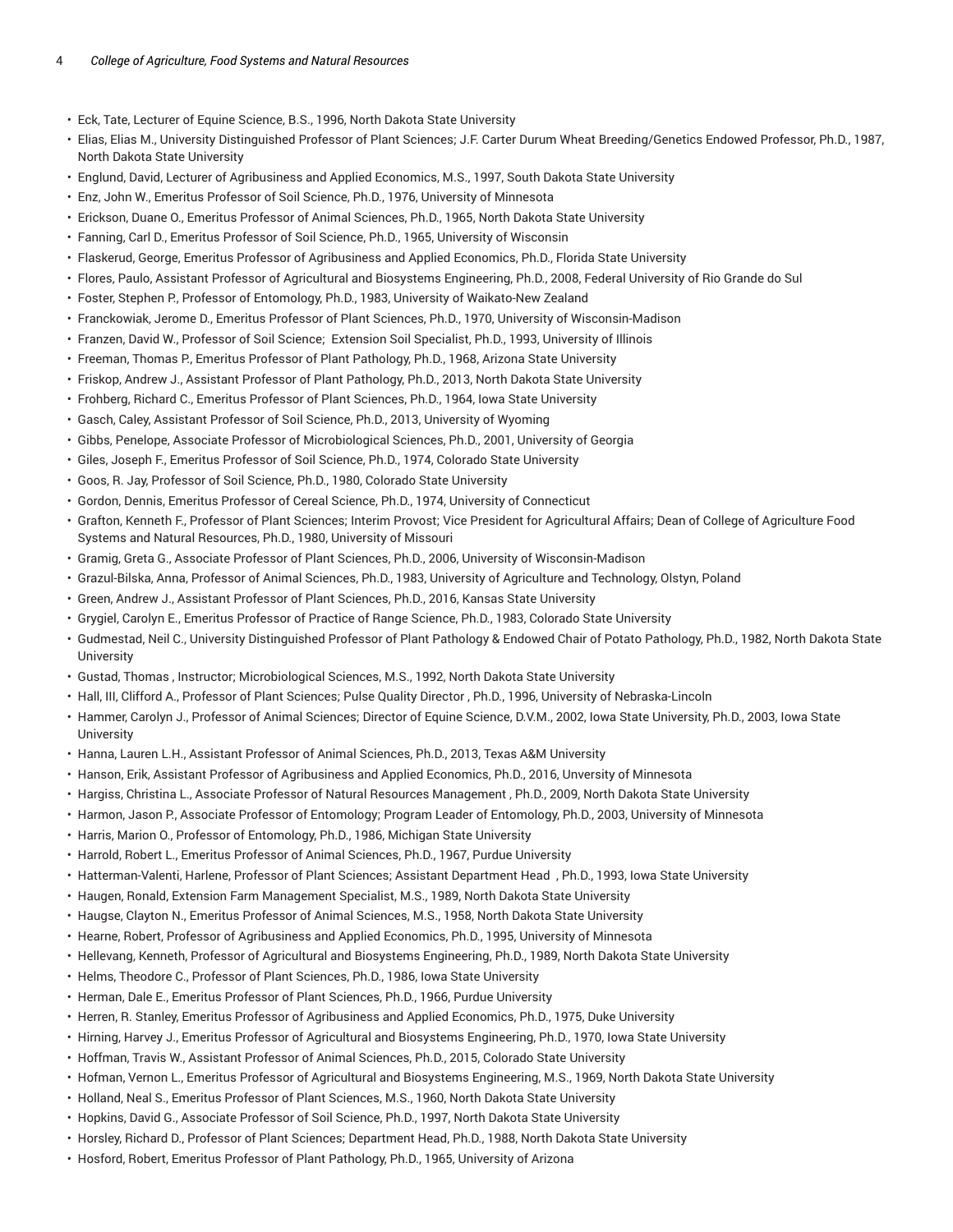- Eck, Tate, Lecturer of Equine Science, B.S., 1996, North Dakota State University
- Elias, Elias M., University Distinguished Professor of Plant Sciences; J.F. Carter Durum Wheat Breeding/Genetics Endowed Professor, Ph.D., 1987, North Dakota State University
- Englund, David, Lecturer of Agribusiness and Applied Economics, M.S., 1997, South Dakota State University
- Enz, John W., Emeritus Professor of Soil Science, Ph.D., 1976, University of Minnesota
- Erickson, Duane O., Emeritus Professor of Animal Sciences, Ph.D., 1965, North Dakota State University
- Fanning, Carl D., Emeritus Professor of Soil Science, Ph.D., 1965, University of Wisconsin
- Flaskerud, George, Emeritus Professor of Agribusiness and Applied Economics, Ph.D., Florida State University
- Flores, Paulo, Assistant Professor of Agricultural and Biosystems Engineering, Ph.D., 2008, Federal University of Rio Grande do Sul
- Foster, Stephen P., Professor of Entomology, Ph.D., 1983, University of Waikato-New Zealand
- Franckowiak, Jerome D., Emeritus Professor of Plant Sciences, Ph.D., 1970, University of Wisconsin-Madison
- Franzen, David W., Professor of Soil Science; Extension Soil Specialist, Ph.D., 1993, University of Illinois
- Freeman, Thomas P., Emeritus Professor of Plant Pathology, Ph.D., 1968, Arizona State University
- Friskop, Andrew J., Assistant Professor of Plant Pathology, Ph.D., 2013, North Dakota State University
- Frohberg, Richard C., Emeritus Professor of Plant Sciences, Ph.D., 1964, Iowa State University
- Gasch, Caley, Assistant Professor of Soil Science, Ph.D., 2013, University of Wyoming
- Gibbs, Penelope, Associate Professor of Microbiological Sciences, Ph.D., 2001, University of Georgia
- Giles, Joseph F., Emeritus Professor of Soil Science, Ph.D., 1974, Colorado State University
- Goos, R. Jay, Professor of Soil Science, Ph.D., 1980, Colorado State University
- Gordon, Dennis, Emeritus Professor of Cereal Science, Ph.D., 1974, University of Connecticut
- Grafton, Kenneth F., Professor of Plant Sciences; Interim Provost; Vice President for Agricultural Affairs; Dean of College of Agriculture Food Systems and Natural Resources, Ph.D., 1980, University of Missouri
- Gramig, Greta G., Associate Professor of Plant Sciences, Ph.D., 2006, University of Wisconsin-Madison
- Grazul-Bilska, Anna, Professor of Animal Sciences, Ph.D., 1983, University of Agriculture and Technology, Olstyn, Poland
- Green, Andrew J., Assistant Professor of Plant Sciences, Ph.D., 2016, Kansas State University
- Grygiel, Carolyn E., Emeritus Professor of Practice of Range Science, Ph.D., 1983, Colorado State University
- Gudmestad, Neil C., University Distinguished Professor of Plant Pathology & Endowed Chair of Potato Pathology, Ph.D., 1982, North Dakota State University
- Gustad, Thomas , Instructor; Microbiological Sciences, M.S., 1992, North Dakota State University
- Hall, III, Clifford A., Professor of Plant Sciences; Pulse Quality Director , Ph.D., 1996, University of Nebraska-Lincoln
- Hammer, Carolyn J., Professor of Animal Sciences; Director of Equine Science, D.V.M., 2002, Iowa State University, Ph.D., 2003, Iowa State University
- Hanna, Lauren L.H., Assistant Professor of Animal Sciences, Ph.D., 2013, Texas A&M University
- Hanson, Erik, Assistant Professor of Agribusiness and Applied Economics, Ph.D., 2016, Unversity of Minnesota
- Hargiss, Christina L., Associate Professor of Natural Resources Management , Ph.D., 2009, North Dakota State University
- Harmon, Jason P., Associate Professor of Entomology; Program Leader of Entomology, Ph.D., 2003, University of Minnesota
- Harris, Marion O., Professor of Entomology, Ph.D., 1986, Michigan State University
- Harrold, Robert L., Emeritus Professor of Animal Sciences, Ph.D., 1967, Purdue University
- Hatterman-Valenti, Harlene, Professor of Plant Sciences; Assistant Department Head , Ph.D., 1993, Iowa State University
- Haugen, Ronald, Extension Farm Management Specialist, M.S., 1989, North Dakota State University
- Haugse, Clayton N., Emeritus Professor of Animal Sciences, M.S., 1958, North Dakota State University
- Hearne, Robert, Professor of Agribusiness and Applied Economics, Ph.D., 1995, University of Minnesota
- Hellevang, Kenneth, Professor of Agricultural and Biosystems Engineering, Ph.D., 1989, North Dakota State University
- Helms, Theodore C., Professor of Plant Sciences, Ph.D., 1986, Iowa State University
- Herman, Dale E., Emeritus Professor of Plant Sciences, Ph.D., 1966, Purdue University
- Herren, R. Stanley, Emeritus Professor of Agribusiness and Applied Economics, Ph.D., 1975, Duke University
- Hirning, Harvey J., Emeritus Professor of Agricultural and Biosystems Engineering, Ph.D., 1970, Iowa State University
- Hoffman, Travis W., Assistant Professor of Animal Sciences, Ph.D., 2015, Colorado State University
- Hofman, Vernon L., Emeritus Professor of Agricultural and Biosystems Engineering, M.S., 1969, North Dakota State University
- Holland, Neal S., Emeritus Professor of Plant Sciences, M.S., 1960, North Dakota State University
- Hopkins, David G., Associate Professor of Soil Science, Ph.D., 1997, North Dakota State University
- Horsley, Richard D., Professor of Plant Sciences; Department Head, Ph.D., 1988, North Dakota State University
- Hosford, Robert, Emeritus Professor of Plant Pathology, Ph.D., 1965, University of Arizona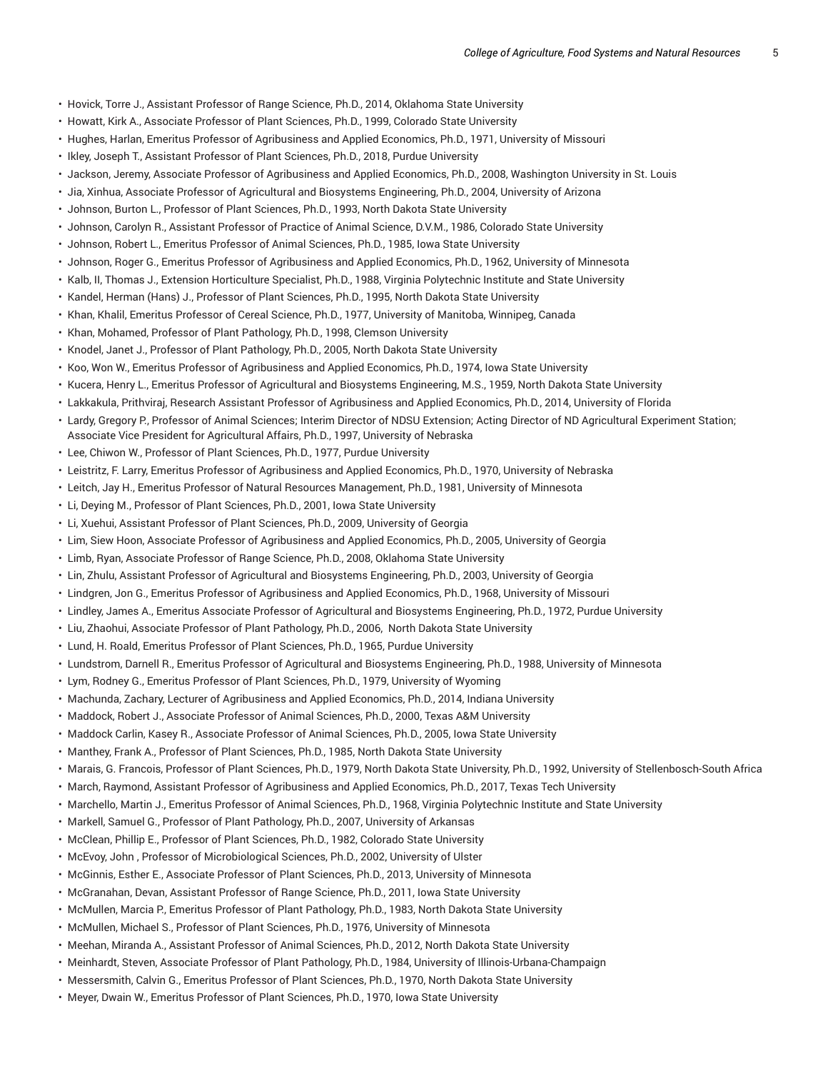- Hovick, Torre J., Assistant Professor of Range Science, Ph.D., 2014, Oklahoma State University
- Howatt, Kirk A., Associate Professor of Plant Sciences, Ph.D., 1999, Colorado State University
- Hughes, Harlan, Emeritus Professor of Agribusiness and Applied Economics, Ph.D., 1971, University of Missouri
- Ikley, Joseph T., Assistant Professor of Plant Sciences, Ph.D., 2018, Purdue University
- Jackson, Jeremy, Associate Professor of Agribusiness and Applied Economics, Ph.D., 2008, Washington University in St. Louis
- Jia, Xinhua, Associate Professor of Agricultural and Biosystems Engineering, Ph.D., 2004, University of Arizona
- Johnson, Burton L., Professor of Plant Sciences, Ph.D., 1993, North Dakota State University
- Johnson, Carolyn R., Assistant Professor of Practice of Animal Science, D.V.M., 1986, Colorado State University
- Johnson, Robert L., Emeritus Professor of Animal Sciences, Ph.D., 1985, Iowa State University
- Johnson, Roger G., Emeritus Professor of Agribusiness and Applied Economics, Ph.D., 1962, University of Minnesota
- Kalb, II, Thomas J., Extension Horticulture Specialist, Ph.D., 1988, Virginia Polytechnic Institute and State University
- Kandel, Herman (Hans) J., Professor of Plant Sciences, Ph.D., 1995, North Dakota State University
- Khan, Khalil, Emeritus Professor of Cereal Science, Ph.D., 1977, University of Manitoba, Winnipeg, Canada
- Khan, Mohamed, Professor of Plant Pathology, Ph.D., 1998, Clemson University
- Knodel, Janet J., Professor of Plant Pathology, Ph.D., 2005, North Dakota State University
- Koo, Won W., Emeritus Professor of Agribusiness and Applied Economics, Ph.D., 1974, Iowa State University
- Kucera, Henry L., Emeritus Professor of Agricultural and Biosystems Engineering, M.S., 1959, North Dakota State University
- Lakkakula, Prithviraj, Research Assistant Professor of Agribusiness and Applied Economics, Ph.D., 2014, University of Florida
- Lardy, Gregory P., Professor of Animal Sciences; Interim Director of NDSU Extension; Acting Director of ND Agricultural Experiment Station; Associate Vice President for Agricultural Affairs, Ph.D., 1997, University of Nebraska
- Lee, Chiwon W., Professor of Plant Sciences, Ph.D., 1977, Purdue University
- Leistritz, F. Larry, Emeritus Professor of Agribusiness and Applied Economics, Ph.D., 1970, University of Nebraska
- Leitch, Jay H., Emeritus Professor of Natural Resources Management, Ph.D., 1981, University of Minnesota
- Li, Deying M., Professor of Plant Sciences, Ph.D., 2001, Iowa State University
- Li, Xuehui, Assistant Professor of Plant Sciences, Ph.D., 2009, University of Georgia
- Lim, Siew Hoon, Associate Professor of Agribusiness and Applied Economics, Ph.D., 2005, University of Georgia
- Limb, Ryan, Associate Professor of Range Science, Ph.D., 2008, Oklahoma State University
- Lin, Zhulu, Assistant Professor of Agricultural and Biosystems Engineering, Ph.D., 2003, University of Georgia
- Lindgren, Jon G., Emeritus Professor of Agribusiness and Applied Economics, Ph.D., 1968, University of Missouri
- Lindley, James A., Emeritus Associate Professor of Agricultural and Biosystems Engineering, Ph.D., 1972, Purdue University
- Liu, Zhaohui, Associate Professor of Plant Pathology, Ph.D., 2006, North Dakota State University
- Lund, H. Roald, Emeritus Professor of Plant Sciences, Ph.D., 1965, Purdue University
- Lundstrom, Darnell R., Emeritus Professor of Agricultural and Biosystems Engineering, Ph.D., 1988, University of Minnesota
- Lym, Rodney G., Emeritus Professor of Plant Sciences, Ph.D., 1979, University of Wyoming
- Machunda, Zachary, Lecturer of Agribusiness and Applied Economics, Ph.D., 2014, Indiana University
- Maddock, Robert J., Associate Professor of Animal Sciences, Ph.D., 2000, Texas A&M University
- Maddock Carlin, Kasey R., Associate Professor of Animal Sciences, Ph.D., 2005, Iowa State University
- Manthey, Frank A., Professor of Plant Sciences, Ph.D., 1985, North Dakota State University
- Marais, G. Francois, Professor of Plant Sciences, Ph.D., 1979, North Dakota State University, Ph.D., 1992, University of Stellenbosch-South Africa
- March, Raymond, Assistant Professor of Agribusiness and Applied Economics, Ph.D., 2017, Texas Tech University
- Marchello, Martin J., Emeritus Professor of Animal Sciences, Ph.D., 1968, Virginia Polytechnic Institute and State University
- Markell, Samuel G., Professor of Plant Pathology, Ph.D., 2007, University of Arkansas
- McClean, Phillip E., Professor of Plant Sciences, Ph.D., 1982, Colorado State University
- McEvoy, John , Professor of Microbiological Sciences, Ph.D., 2002, University of Ulster
- McGinnis, Esther E., Associate Professor of Plant Sciences, Ph.D., 2013, University of Minnesota
- McGranahan, Devan, Assistant Professor of Range Science, Ph.D., 2011, Iowa State University
- McMullen, Marcia P., Emeritus Professor of Plant Pathology, Ph.D., 1983, North Dakota State University
- McMullen, Michael S., Professor of Plant Sciences, Ph.D., 1976, University of Minnesota
- Meehan, Miranda A., Assistant Professor of Animal Sciences, Ph.D., 2012, North Dakota State University
- Meinhardt, Steven, Associate Professor of Plant Pathology, Ph.D., 1984, University of Illinois-Urbana-Champaign
- Messersmith, Calvin G., Emeritus Professor of Plant Sciences, Ph.D., 1970, North Dakota State University
- Meyer, Dwain W., Emeritus Professor of Plant Sciences, Ph.D., 1970, Iowa State University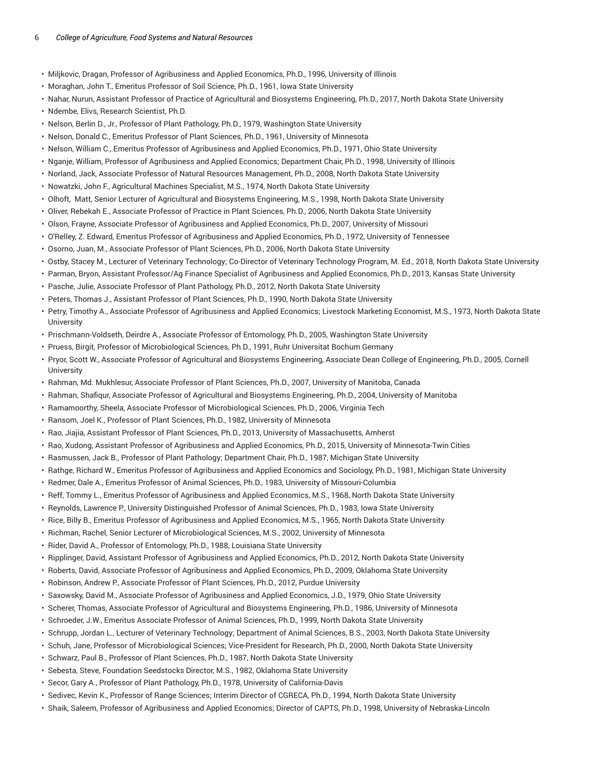- Miljkovic, Dragan, Professor of Agribusiness and Applied Economics, Ph.D., 1996, University of Illinois
- Moraghan, John T., Emeritus Professor of Soil Science, Ph.D., 1961, Iowa State University
- Nahar, Nurun, Assistant Professor of Practice of Agricultural and Biosystems Engineering, Ph.D., 2017, North Dakota State University
- Ndembe, Elivs, Research Scientist, Ph.D.
- Nelson, Berlin D., Jr., Professor of Plant Pathology, Ph.D., 1979, Washington State University
- Nelson, Donald C., Emeritus Professor of Plant Sciences, Ph.D., 1961, University of Minnesota
- Nelson, William C., Emeritus Professor of Agribusiness and Applied Economics, Ph.D., 1971, Ohio State University
- Nganje, William, Professor of Agribusiness and Applied Economics; Department Chair, Ph.D., 1998, University of Illinois
- Norland, Jack, Associate Professor of Natural Resources Management, Ph.D., 2008, North Dakota State University
- Nowatzki, John F., Agricultural Machines Specialist, M.S., 1974, North Dakota State University
- Olhoft, Matt, Senior Lecturer of Agricultural and Biosystems Engineering, M.S., 1998, North Dakota State University
- Oliver, Rebekah E., Associate Professor of Practice in Plant Sciences, Ph.D., 2006, North Dakota State University
- Olson, Frayne, Associate Professor of Agribusiness and Applied Economics, Ph.D., 2007, University of Missouri
- O'Relley, Z. Edward, Emeritus Professor of Agribusiness and Applied Economics, Ph.D., 1972, University of Tennessee
- Osorno, Juan, M., Associate Professor of Plant Sciences, Ph.D., 2006, North Dakota State University
- Ostby, Stacey M., Lecturer of Veterinary Technology; Co-Director of Veterinary Technology Program, M. Ed., 2018, North Dakota State University
- Parman, Bryon, Assistant Professor/Ag Finance Specialist of Agribusiness and Applied Economics, Ph.D., 2013, Kansas State University
- Pasche, Julie, Associate Professor of Plant Pathology, Ph.D., 2012, North Dakota State University
- Peters, Thomas J., Assistant Professor of Plant Sciences, Ph.D., 1990, North Dakota State University
- Petry, Timothy A., Associate Professor of Agribusiness and Applied Economics; Livestock Marketing Economist, M.S., 1973, North Dakota State University
- Prischmann-Voldseth, Deirdre A., Associate Professor of Entomology, Ph.D., 2005, Washington State University
- Pruess, Birgit, Professor of Microbiological Sciences, Ph.D., 1991, Ruhr Universitat Bochum Germany
- Pryor, Scott W., Associate Professor of Agricultural and Biosystems Engineering, Associate Dean College of Engineering, Ph.D., 2005, Cornell University
- Rahman, Md. Mukhlesur, Associate Professor of Plant Sciences, Ph.D., 2007, University of Manitoba, Canada
- Rahman, Shafiqur, Associate Professor of Agricultural and Biosystems Engineering, Ph.D., 2004, University of Manitoba
- Ramamoorthy, Sheela, Associate Professor of Microbiological Sciences, Ph.D., 2006, Virginia Tech
- Ransom, Joel K., Professor of Plant Sciences, Ph.D., 1982, University of Minnesota
- Rao, Jiajia, Assistant Professor of Plant Sciences, Ph.D., 2013, University of Massachusetts, Amherst
- Rao, Xudong, Assistant Professor of Agribusiness and Applied Economics, Ph.D., 2015, University of Minnesota-Twin Cities
- Rasmussen, Jack B., Professor of Plant Pathology; Department Chair, Ph.D., 1987, Michigan State University
- Rathge, Richard W., Emeritus Professor of Agribusiness and Applied Economics and Sociology, Ph.D., 1981, Michigan State University
- Redmer, Dale A., Emeritus Professor of Animal Sciences, Ph.D., 1983, University of Missouri-Columbia
- Reff, Tommy L., Emeritus Professor of Agribusiness and Applied Economics, M.S., 1968, North Dakota State University
- Reynolds, Lawrence P., University Distinguished Professor of Animal Sciences, Ph.D., 1983, Iowa State University
- Rice, Billy B., Emeritus Professor of Agribusiness and Applied Economics, M.S., 1965, North Dakota State University
- Richman, Rachel, Senior Lecturer of Microbiological Sciences, M.S., 2002, University of Minnesota
- Rider, David A., Professor of Entomology, Ph.D., 1988, Louisiana State University
- Ripplinger, David, Assistant Professor of Agribusiness and Applied Economics, Ph.D., 2012, North Dakota State University
- Roberts, David, Associate Professor of Agribusiness and Applied Economics, Ph.D., 2009, Oklahoma State University
- Robinson, Andrew P., Associate Professor of Plant Sciences, Ph.D., 2012, Purdue University
- Saxowsky, David M., Associate Professor of Agribusiness and Applied Economics, J.D., 1979, Ohio State University
- Scherer, Thomas, Associate Professor of Agricultural and Biosystems Engineering, Ph.D., 1986, University of Minnesota
- Schroeder, J.W., Emeritus Associate Professor of Animal Sciences, Ph.D., 1999, North Dakota State University
- Schrupp, Jordan L., Lecturer of Veterinary Technology; Department of Animal Sciences, B.S., 2003, North Dakota State University
- Schuh, Jane, Professor of Microbiological Sciences; Vice-President for Research, Ph.D., 2000, North Dakota State University
- Schwarz, Paul B., Professor of Plant Sciences, Ph.D., 1987, North Dakota State University
- Sebesta, Steve, Foundation Seedstocks Director, M.S., 1982, Oklahoma State University
- Secor, Gary A., Professor of Plant Pathology, Ph.D., 1978, University of California-Davis
- Sedivec, Kevin K., Professor of Range Sciences; Interim Director of CGRECA, Ph.D., 1994, North Dakota State University
- Shaik, Saleem, Professor of Agribusiness and Applied Economics; Director of CAPTS, Ph.D., 1998, University of Nebraska-Lincoln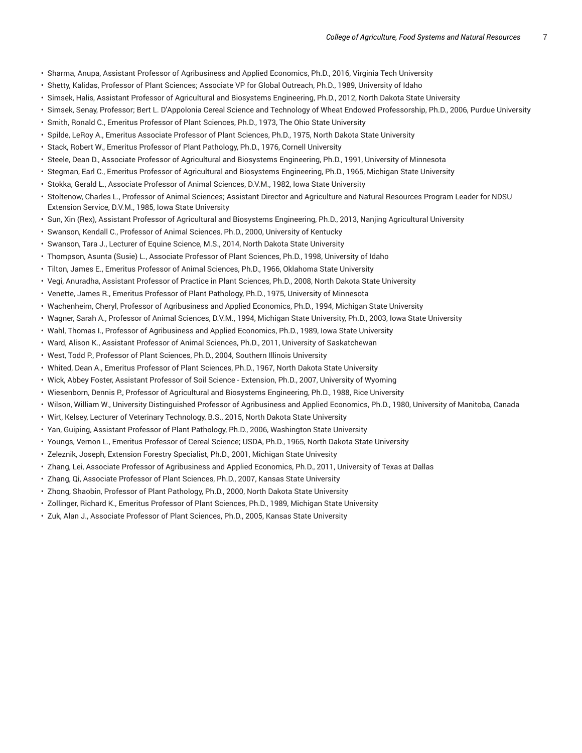- Sharma, Anupa, Assistant Professor of Agribusiness and Applied Economics, Ph.D., 2016, Virginia Tech University
- Shetty, Kalidas, Professor of Plant Sciences; Associate VP for Global Outreach, Ph.D., 1989, University of Idaho
- Simsek, Halis, Assistant Professor of Agricultural and Biosystems Engineering, Ph.D., 2012, North Dakota State University
- Simsek, Senay, Professor; Bert L. D'Appolonia Cereal Science and Technology of Wheat Endowed Professorship, Ph.D., 2006, Purdue University
- Smith, Ronald C., Emeritus Professor of Plant Sciences, Ph.D., 1973, The Ohio State University
- Spilde, LeRoy A., Emeritus Associate Professor of Plant Sciences, Ph.D., 1975, North Dakota State University
- Stack, Robert W., Emeritus Professor of Plant Pathology, Ph.D., 1976, Cornell University
- Steele, Dean D., Associate Professor of Agricultural and Biosystems Engineering, Ph.D., 1991, University of Minnesota
- Stegman, Earl C., Emeritus Professor of Agricultural and Biosystems Engineering, Ph.D., 1965, Michigan State University
- Stokka, Gerald L., Associate Professor of Animal Sciences, D.V.M., 1982, Iowa State University
- Stoltenow, Charles L., Professor of Animal Sciences; Assistant Director and Agriculture and Natural Resources Program Leader for NDSU Extension Service, D.V.M., 1985, Iowa State University
- Sun, Xin (Rex), Assistant Professor of Agricultural and Biosystems Engineering, Ph.D., 2013, Nanjing Agricultural University
- Swanson, Kendall C., Professor of Animal Sciences, Ph.D., 2000, University of Kentucky
- Swanson, Tara J., Lecturer of Equine Science, M.S., 2014, North Dakota State University
- Thompson, Asunta (Susie) L., Associate Professor of Plant Sciences, Ph.D., 1998, University of Idaho
- Tilton, James E., Emeritus Professor of Animal Sciences, Ph.D., 1966, Oklahoma State University
- Vegi, Anuradha, Assistant Professor of Practice in Plant Sciences, Ph.D., 2008, North Dakota State University
- Venette, James R., Emeritus Professor of Plant Pathology, Ph.D., 1975, University of Minnesota
- Wachenheim, Cheryl, Professor of Agribusiness and Applied Economics, Ph.D., 1994, Michigan State University
- Wagner, Sarah A., Professor of Animal Sciences, D.V.M., 1994, Michigan State University, Ph.D., 2003, Iowa State University
- Wahl, Thomas I., Professor of Agribusiness and Applied Economics, Ph.D., 1989, Iowa State University
- Ward, Alison K., Assistant Professor of Animal Sciences, Ph.D., 2011, University of Saskatchewan
- West, Todd P., Professor of Plant Sciences, Ph.D., 2004, Southern Illinois University
- Whited, Dean A., Emeritus Professor of Plant Sciences, Ph.D., 1967, North Dakota State University
- Wick, Abbey Foster, Assistant Professor of Soil Science - Extension, Ph.D., 2007, University of Wyoming
- Wiesenborn, Dennis P., Professor of Agricultural and Biosystems Engineering, Ph.D., 1988, Rice University
- Wilson, William W., University Distinguished Professor of Agribusiness and Applied Economics, Ph.D., 1980, University of Manitoba, Canada
- Wirt, Kelsey, Lecturer of Veterinary Technology, B.S., 2015, North Dakota State University
- Yan, Guiping, Assistant Professor of Plant Pathology, Ph.D., 2006, Washington State University
- Youngs, Vernon L., Emeritus Professor of Cereal Science; USDA, Ph.D., 1965, North Dakota State University
- Zeleznik, Joseph, Extension Forestry Specialist, Ph.D., 2001, Michigan State Univesity
- Zhang, Lei, Associate Professor of Agribusiness and Applied Economics, Ph.D., 2011, University of Texas at Dallas
- Zhang, Qi, Associate Professor of Plant Sciences, Ph.D., 2007, Kansas State University
- Zhong, Shaobin, Professor of Plant Pathology, Ph.D., 2000, North Dakota State University
- Zollinger, Richard K., Emeritus Professor of Plant Sciences, Ph.D., 1989, Michigan State University
- Zuk, Alan J., Associate Professor of Plant Sciences, Ph.D., 2005, Kansas State University